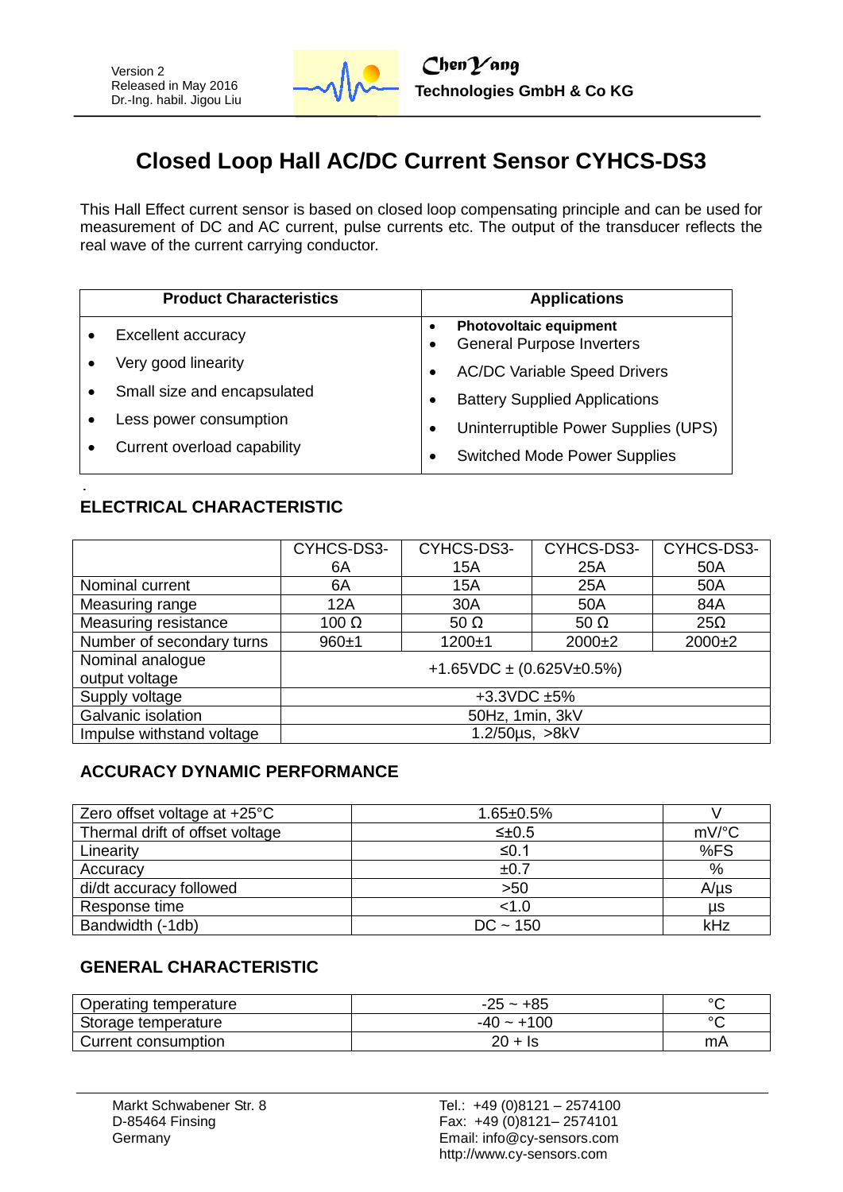# Closed Loop Hall AC/DC Current Sensor CYHCS-DS3

This Hall Effect current sensor is based on closed loop compensating principle and can be used for measurement of DC and AC current, pulse currents etc. The output of the transducer reflects the real wave of the current carrying conductor.

| Product Characteristics | Applications |
|---|---|
| • Excellent accuracy<br>• Very good linearity<br>• Small size and encapsulated<br>• Less power consumption<br>• Current overload capability | • **Photovoltaic equipment**<br>• General Purpose Inverters<br>• AC/DC Variable Speed Drivers<br>• Battery Supplied Applications<br>• Uninterruptible Power Supplies (UPS)<br>• Switched Mode Power Supplies |

## ELECTRICAL CHARACTERISTIC

| | CYHCS-DS3-6A | CYHCS-DS3-15A | CYHCS-DS3-25A | CYHCS-DS3-50A |
|---|---|---|---|---|
| Nominal current | 6A | 15A | 25A | 50A |
| Measuring range | 12A | 30A | 50A | 84A |
| Measuring resistance | 100 Ω | 50 Ω | 50 Ω | 25Ω |
| Number of secondary turns | 960±1 | 1200±1 | 2000±2 | 2000±2 |
| Nominal analogue output voltage | +1.65VDC ± (0.625V±0.5%) | | | |
| Supply voltage | +3.3VDC ±5% | | | |
| Galvanic isolation | 50Hz, 1min, 3kV | | | |
| Impulse withstand voltage | 1.2/50µs, >8kV | | | |

## ACCURACY DYNAMIC PERFORMANCE

| | | |
|---|---|---|
| Zero offset voltage at +25°C | 1.65±0.5% | V |
| Thermal drift of offset voltage | ≤±0.5 | mV/°C |
| Linearity | ≤0.1 | %FS |
| Accuracy | ±0.7 | % |
| di/dt accuracy followed | >50 | A/µs |
| Response time | <1.0 | µs |
| Bandwidth (-1db) | DC ~ 150 | kHz |

## GENERAL CHARACTERISTIC

| | | |
|---|---|---|
| Operating temperature | -25 ~ +85 | °C |
| Storage temperature | -40 ~ +100 | °C |
| Current consumption | 20 + Is | mA |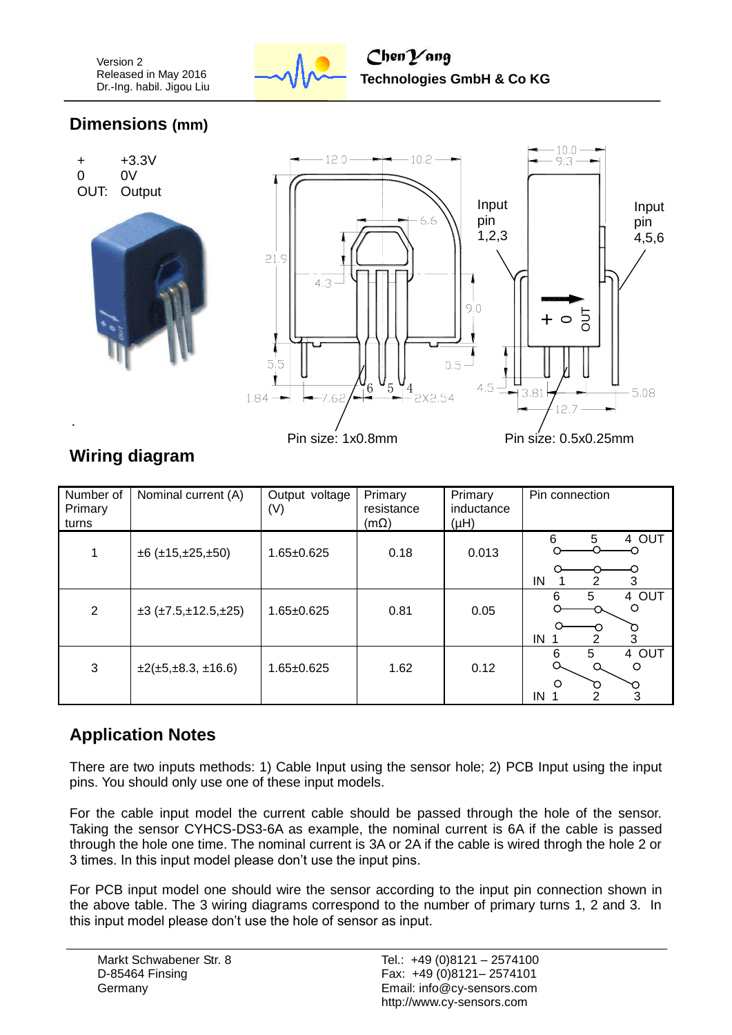## Dimensions (mm)

\+ +3.3V
0 0V
OUT: Output

Input pin 1,2,3

Input pin 4,5,6

Pin size: 1x0.8mm

Pin size: 0.5x0.25mm

## Wiring diagram

| Number of Primary turns | Nominal current (A) | Output voltage (V) | Primary resistance (mΩ) | Primary inductance (μH) | Pin connection |
|---|---|---|---|---|---|
| 1 | ±6 (±15,±25,±50) | 1.65±0.625 | 0.18 | 0.013 | 6 5 4 OUT / IN 1 2 3 |
| 2 | ±3 (±7.5,±12.5,±25) | 1.65±0.625 | 0.81 | 0.05 | 6 5 4 OUT / IN 1 2 3 |
| 3 | ±2(±5,±8.3, ±16.6) | 1.65±0.625 | 1.62 | 0.12 | 6 5 4 OUT / IN 1 2 3 |

## Application Notes

There are two inputs methods: 1) Cable Input using the sensor hole; 2) PCB Input using the input pins. You should only use one of these input models.

For the cable input model the current cable should be passed through the hole of the sensor. Taking the sensor CYHCS-DS3-6A as example, the nominal current is 6A if the cable is passed through the hole one time. The nominal current is 3A or 2A if the cable is wired throgh the hole 2 or 3 times. In this input model please don't use the input pins.

For PCB input model one should wire the sensor according to the input pin connection shown in the above table. The 3 wiring diagrams correspond to the number of primary turns 1, 2 and 3. In this input model please don't use the hole of sensor as input.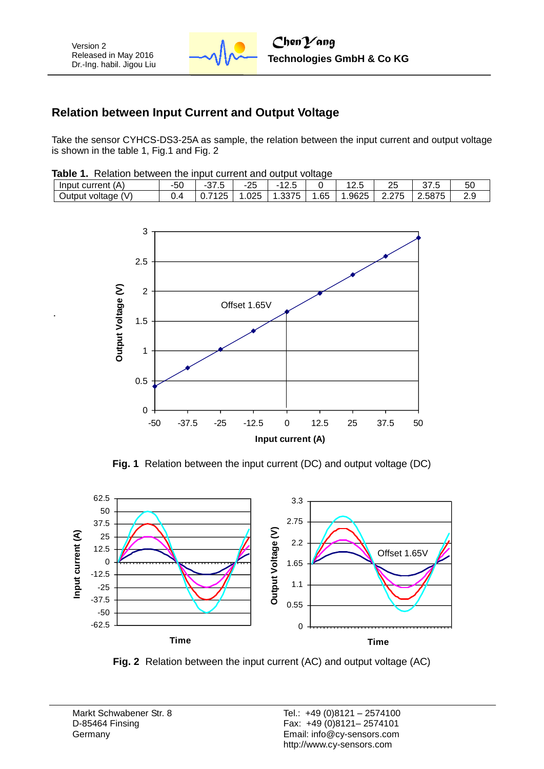## Relation between Input Current and Output Voltage

Take the sensor CYHCS-DS3-25A as sample, the relation between the input current and output voltage is shown in the table 1, Fig.1 and Fig. 2

**Table 1.** Relation between the input current and output voltage

| Input current (A) | -50 | -37.5 | -25 | -12.5 | 0 | 12.5 | 25 | 37.5 | 50 |
|---|---|---|---|---|---|---|---|---|---|
| Output voltage (V) | 0.4 | 0.7125 | 1.025 | 1.3375 | 1.65 | 1.9625 | 2.275 | 2.5875 | 2.9 |

Output Voltage (V)

3
2.5
2
1.5
1
0.5
0

Offset 1.65V

-50 -37.5 -25 -12.5 0 12.5 25 37.5 50

Input current (A)

**Fig. 1** Relation between the input current (DC) and output voltage (DC)

Input current (A)

62.5
50
37.5
25
12.5
0
-12.5
-25
-37.5
-50
-62.5

Time

Output Voltage (V)

3.3
2.75
2.2
1.65
1.1
0.55
0

Offset 1.65V

Time

**Fig. 2** Relation between the input current (AC) and output voltage (AC)